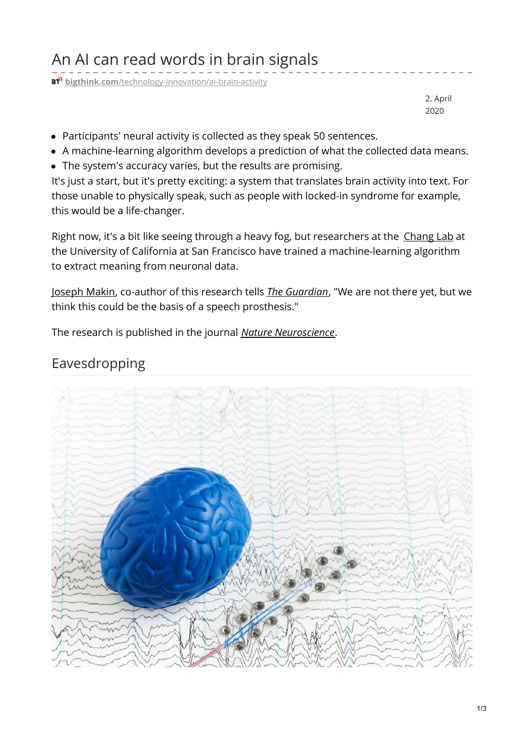# An AI can read words in brain signals

bigthink.com/technology-innovation/ai-brain-activity

2. April 2020

- Participants' neural activity is collected as they speak 50 sentences.
- A machine-learning algorithm develops a prediction of what the collected data means.
- The system's accuracy varies, but the results are promising.

It's just a start, but it's pretty exciting: a system that translates brain activity into text. For those unable to physically speak, such as people with locked-in syndrome for example, this would be a life-changer.

Right now, it's a bit like seeing through a heavy fog, but researchers at the Chang Lab at the University of California at San Francisco have trained a machine-learning algorithm to extract meaning from neuronal data.

Joseph Makin, co-author of this research tells *The Guardian*, "We are not there yet, but we think this could be the basis of a speech prosthesis."

The research is published in the journal *Nature Neuroscience*.

## Eavesdropping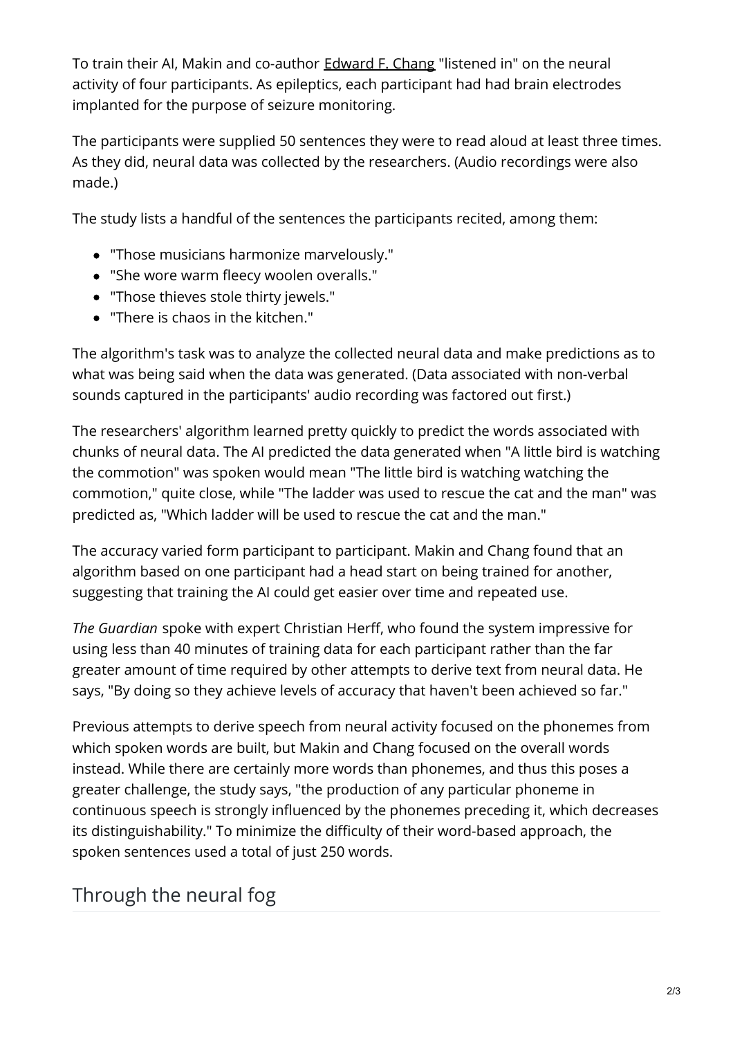To train their AI, Makin and co-author Edward F. Chang "listened in" on the neural activity of four participants. As epileptics, each participant had had brain electrodes implanted for the purpose of seizure monitoring.

The participants were supplied 50 sentences they were to read aloud at least three times. As they did, neural data was collected by the researchers. (Audio recordings were also made.)

The study lists a handful of the sentences the participants recited, among them:

- "Those musicians harmonize marvelously."
- "She wore warm fleecy woolen overalls."
- "Those thieves stole thirty jewels."
- "There is chaos in the kitchen."

The algorithm's task was to analyze the collected neural data and make predictions as to what was being said when the data was generated. (Data associated with non-verbal sounds captured in the participants' audio recording was factored out first.)

The researchers' algorithm learned pretty quickly to predict the words associated with chunks of neural data. The AI predicted the data generated when "A little bird is watching the commotion" was spoken would mean "The little bird is watching watching the commotion," quite close, while "The ladder was used to rescue the cat and the man" was predicted as, "Which ladder will be used to rescue the cat and the man."

The accuracy varied form participant to participant. Makin and Chang found that an algorithm based on one participant had a head start on being trained for another, suggesting that training the AI could get easier over time and repeated use.

*The Guardian* spoke with expert Christian Herff, who found the system impressive for using less than 40 minutes of training data for each participant rather than the far greater amount of time required by other attempts to derive text from neural data. He says, "By doing so they achieve levels of accuracy that haven't been achieved so far."

Previous attempts to derive speech from neural activity focused on the phonemes from which spoken words are built, but Makin and Chang focused on the overall words instead. While there are certainly more words than phonemes, and thus this poses a greater challenge, the study says, "the production of any particular phoneme in continuous speech is strongly influenced by the phonemes preceding it, which decreases its distinguishability." To minimize the difficulty of their word-based approach, the spoken sentences used a total of just 250 words.

## Through the neural fog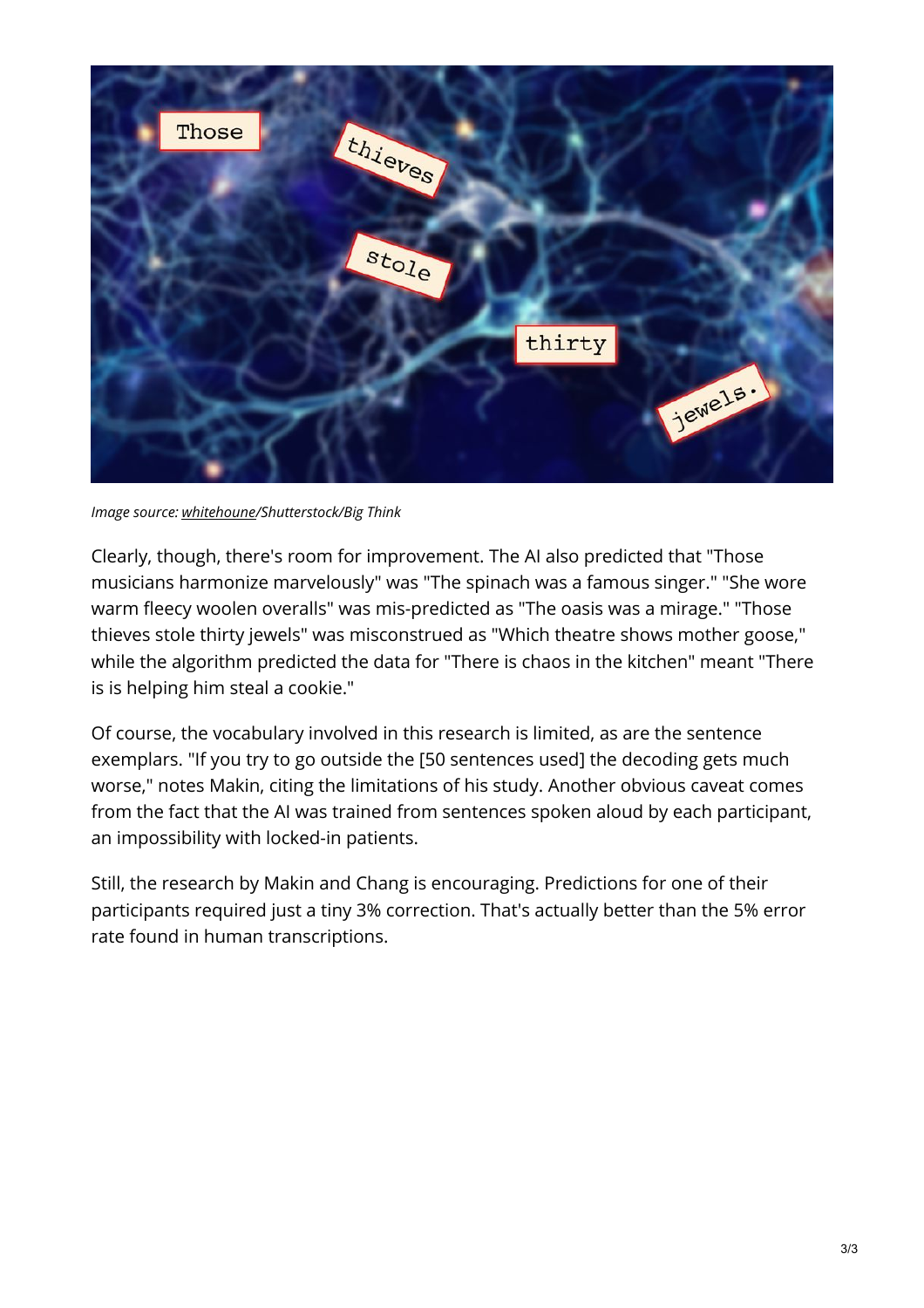*Image source: whitehoune/Shutterstock/Big Think*

Clearly, though, there's room for improvement. The AI also predicted that "Those musicians harmonize marvelously" was "The spinach was a famous singer." "She wore warm fleecy woolen overalls" was mis-predicted as "The oasis was a mirage." "Those thieves stole thirty jewels" was misconstrued as "Which theatre shows mother goose," while the algorithm predicted the data for "There is chaos in the kitchen" meant "There is is helping him steal a cookie."

Of course, the vocabulary involved in this research is limited, as are the sentence exemplars. "If you try to go outside the [50 sentences used] the decoding gets much worse," notes Makin, citing the limitations of his study. Another obvious caveat comes from the fact that the AI was trained from sentences spoken aloud by each participant, an impossibility with locked-in patients.

Still, the research by Makin and Chang is encouraging. Predictions for one of their participants required just a tiny 3% correction. That's actually better than the 5% error rate found in human transcriptions.